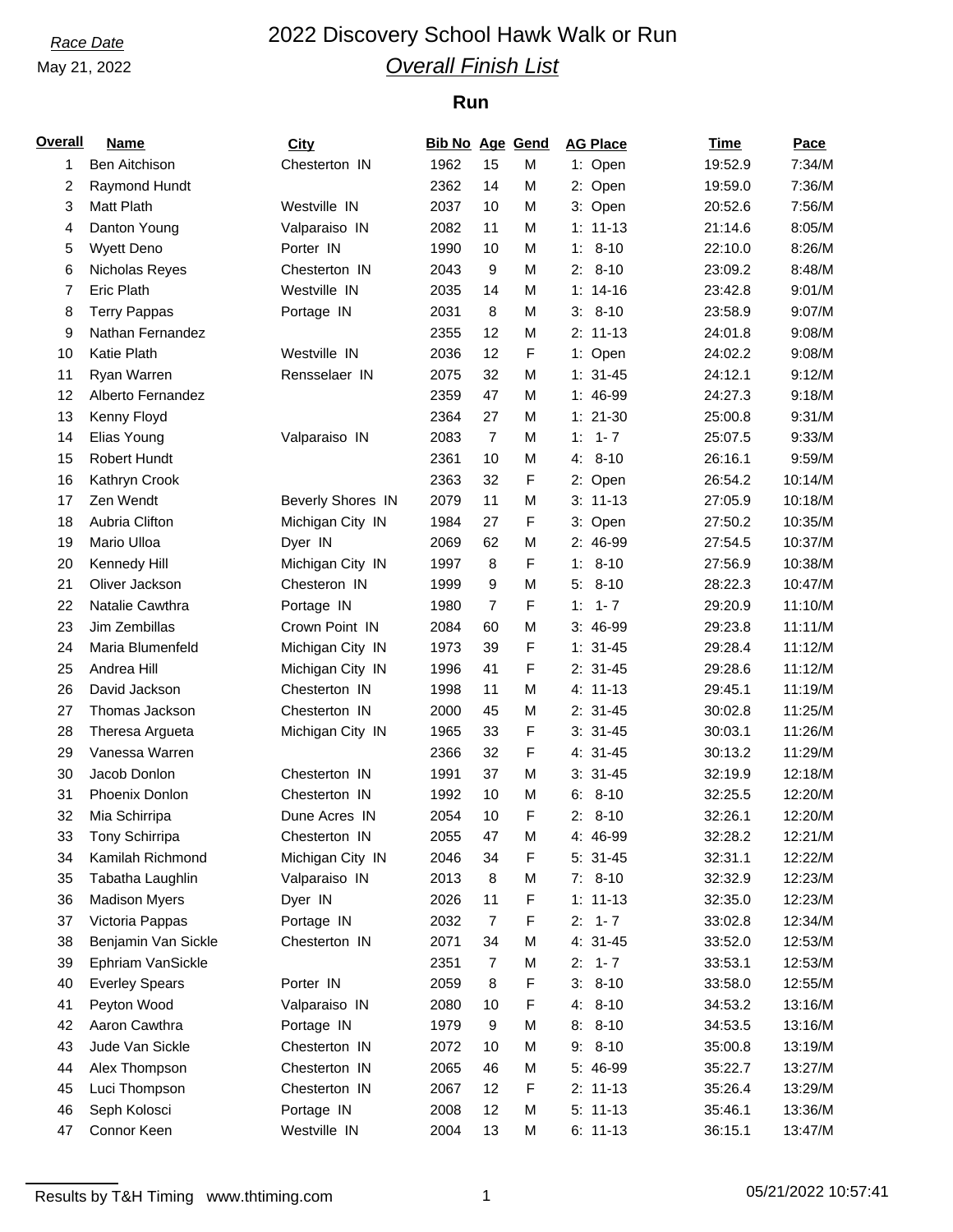*Race Date*

May 21, 2022

# 2022 Discovery School Hawk Walk or Run

## *Overall Finish List*

### Run

| Overall | Name | City | Bib No | Age | Gend | AG Place | Time | Pace |
|---|---|---|---|---|---|---|---|---|
| 1 | Ben Aitchison | Chesterton IN | 1962 | 15 | M | 1: Open | 19:52.9 | 7:34/M |
| 2 | Raymond Hundt | | 2362 | 14 | M | 2: Open | 19:59.0 | 7:36/M |
| 3 | Matt Plath | Westville IN | 2037 | 10 | M | 3: Open | 20:52.6 | 7:56/M |
| 4 | Danton Young | Valparaiso IN | 2082 | 11 | M | 1: 11-13 | 21:14.6 | 8:05/M |
| 5 | Wyett Deno | Porter IN | 1990 | 10 | M | 1: 8-10 | 22:10.0 | 8:26/M |
| 6 | Nicholas Reyes | Chesterton IN | 2043 | 9 | M | 2: 8-10 | 23:09.2 | 8:48/M |
| 7 | Eric Plath | Westville IN | 2035 | 14 | M | 1: 14-16 | 23:42.8 | 9:01/M |
| 8 | Terry Pappas | Portage IN | 2031 | 8 | M | 3: 8-10 | 23:58.9 | 9:07/M |
| 9 | Nathan Fernandez | | 2355 | 12 | M | 2: 11-13 | 24:01.8 | 9:08/M |
| 10 | Katie Plath | Westville IN | 2036 | 12 | F | 1: Open | 24:02.2 | 9:08/M |
| 11 | Ryan Warren | Rensselaer IN | 2075 | 32 | M | 1: 31-45 | 24:12.1 | 9:12/M |
| 12 | Alberto Fernandez | | 2359 | 47 | M | 1: 46-99 | 24:27.3 | 9:18/M |
| 13 | Kenny Floyd | | 2364 | 27 | M | 1: 21-30 | 25:00.8 | 9:31/M |
| 14 | Elias Young | Valparaiso IN | 2083 | 7 | M | 1: 1- 7 | 25:07.5 | 9:33/M |
| 15 | Robert Hundt | | 2361 | 10 | M | 4: 8-10 | 26:16.1 | 9:59/M |
| 16 | Kathryn Crook | | 2363 | 32 | F | 2: Open | 26:54.2 | 10:14/M |
| 17 | Zen Wendt | Beverly Shores IN | 2079 | 11 | M | 3: 11-13 | 27:05.9 | 10:18/M |
| 18 | Aubria Clifton | Michigan City IN | 1984 | 27 | F | 3: Open | 27:50.2 | 10:35/M |
| 19 | Mario Ulloa | Dyer IN | 2069 | 62 | M | 2: 46-99 | 27:54.5 | 10:37/M |
| 20 | Kennedy Hill | Michigan City IN | 1997 | 8 | F | 1: 8-10 | 27:56.9 | 10:38/M |
| 21 | Oliver Jackson | Chesteron IN | 1999 | 9 | M | 5: 8-10 | 28:22.3 | 10:47/M |
| 22 | Natalie Cawthra | Portage IN | 1980 | 7 | F | 1: 1- 7 | 29:20.9 | 11:10/M |
| 23 | Jim Zembillas | Crown Point IN | 2084 | 60 | M | 3: 46-99 | 29:23.8 | 11:11/M |
| 24 | Maria Blumenfeld | Michigan City IN | 1973 | 39 | F | 1: 31-45 | 29:28.4 | 11:12/M |
| 25 | Andrea Hill | Michigan City IN | 1996 | 41 | F | 2: 31-45 | 29:28.6 | 11:12/M |
| 26 | David Jackson | Chesterton IN | 1998 | 11 | M | 4: 11-13 | 29:45.1 | 11:19/M |
| 27 | Thomas Jackson | Chesterton IN | 2000 | 45 | M | 2: 31-45 | 30:02.8 | 11:25/M |
| 28 | Theresa Argueta | Michigan City IN | 1965 | 33 | F | 3: 31-45 | 30:03.1 | 11:26/M |
| 29 | Vanessa Warren | | 2366 | 32 | F | 4: 31-45 | 30:13.2 | 11:29/M |
| 30 | Jacob Donlon | Chesterton IN | 1991 | 37 | M | 3: 31-45 | 32:19.9 | 12:18/M |
| 31 | Phoenix Donlon | Chesterton IN | 1992 | 10 | M | 6: 8-10 | 32:25.5 | 12:20/M |
| 32 | Mia Schirripa | Dune Acres IN | 2054 | 10 | F | 2: 8-10 | 32:26.1 | 12:20/M |
| 33 | Tony Schirripa | Chesterton IN | 2055 | 47 | M | 4: 46-99 | 32:28.2 | 12:21/M |
| 34 | Kamilah Richmond | Michigan City IN | 2046 | 34 | F | 5: 31-45 | 32:31.1 | 12:22/M |
| 35 | Tabatha Laughlin | Valparaiso IN | 2013 | 8 | M | 7: 8-10 | 32:32.9 | 12:23/M |
| 36 | Madison Myers | Dyer IN | 2026 | 11 | F | 1: 11-13 | 32:35.0 | 12:23/M |
| 37 | Victoria Pappas | Portage IN | 2032 | 7 | F | 2: 1- 7 | 33:02.8 | 12:34/M |
| 38 | Benjamin Van Sickle | Chesterton IN | 2071 | 34 | M | 4: 31-45 | 33:52.0 | 12:53/M |
| 39 | Ephriam VanSickle | | 2351 | 7 | M | 2: 1- 7 | 33:53.1 | 12:53/M |
| 40 | Everley Spears | Porter IN | 2059 | 8 | F | 3: 8-10 | 33:58.0 | 12:55/M |
| 41 | Peyton Wood | Valparaiso IN | 2080 | 10 | F | 4: 8-10 | 34:53.2 | 13:16/M |
| 42 | Aaron Cawthra | Portage IN | 1979 | 9 | M | 8: 8-10 | 34:53.5 | 13:16/M |
| 43 | Jude Van Sickle | Chesterton IN | 2072 | 10 | M | 9: 8-10 | 35:00.8 | 13:19/M |
| 44 | Alex Thompson | Chesterton IN | 2065 | 46 | M | 5: 46-99 | 35:22.7 | 13:27/M |
| 45 | Luci Thompson | Chesterton IN | 2067 | 12 | F | 2: 11-13 | 35:26.4 | 13:29/M |
| 46 | Seph Kolosci | Portage IN | 2008 | 12 | M | 5: 11-13 | 35:46.1 | 13:36/M |
| 47 | Connor Keen | Westville IN | 2004 | 13 | M | 6: 11-13 | 36:15.1 | 13:47/M |

Results by T&H Timing www.thtiming.com 05/21/2022 10:57:41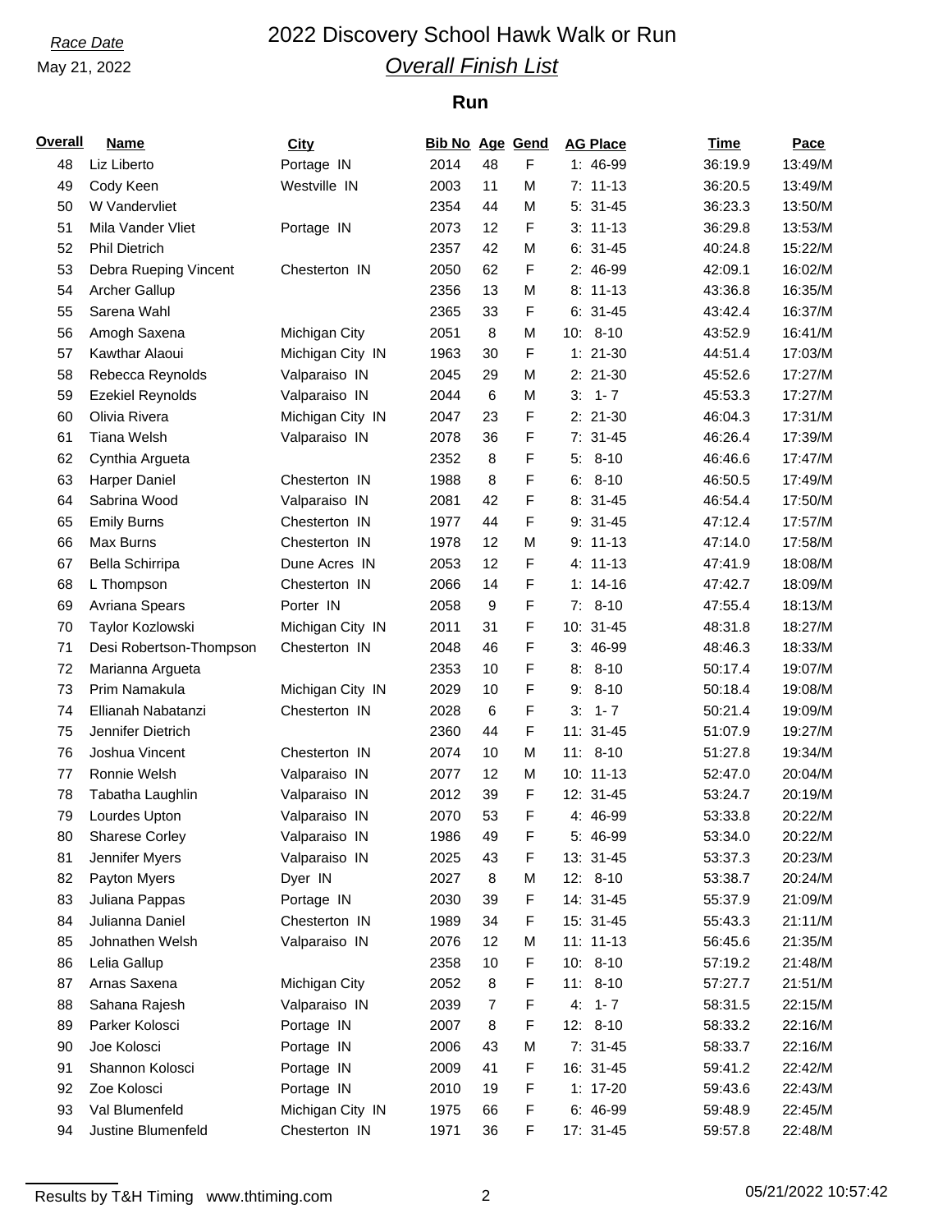*Race Date*

May 21, 2022

# 2022 Discovery School Hawk Walk or Run

## *Overall Finish List*

### Run

| Overall | Name | City | Bib No | Age | Gend | AG Place | Time | Pace |
|---|---|---|---|---|---|---|---|---|
| 48 | Liz Liberto | Portage IN | 2014 | 48 | F | 1: 46-99 | 36:19.9 | 13:49/M |
| 49 | Cody Keen | Westville IN | 2003 | 11 | M | 7: 11-13 | 36:20.5 | 13:49/M |
| 50 | W Vandervliet | | 2354 | 44 | M | 5: 31-45 | 36:23.3 | 13:50/M |
| 51 | Mila Vander Vliet | Portage IN | 2073 | 12 | F | 3: 11-13 | 36:29.8 | 13:53/M |
| 52 | Phil Dietrich | | 2357 | 42 | M | 6: 31-45 | 40:24.8 | 15:22/M |
| 53 | Debra Rueping Vincent | Chesterton IN | 2050 | 62 | F | 2: 46-99 | 42:09.1 | 16:02/M |
| 54 | Archer Gallup | | 2356 | 13 | M | 8: 11-13 | 43:36.8 | 16:35/M |
| 55 | Sarena Wahl | | 2365 | 33 | F | 6: 31-45 | 43:42.4 | 16:37/M |
| 56 | Amogh Saxena | Michigan City | 2051 | 8 | M | 10: 8-10 | 43:52.9 | 16:41/M |
| 57 | Kawthar Alaoui | Michigan City IN | 1963 | 30 | F | 1: 21-30 | 44:51.4 | 17:03/M |
| 58 | Rebecca Reynolds | Valparaiso IN | 2045 | 29 | M | 2: 21-30 | 45:52.6 | 17:27/M |
| 59 | Ezekiel Reynolds | Valparaiso IN | 2044 | 6 | M | 3: 1- 7 | 45:53.3 | 17:27/M |
| 60 | Olivia Rivera | Michigan City IN | 2047 | 23 | F | 2: 21-30 | 46:04.3 | 17:31/M |
| 61 | Tiana Welsh | Valparaiso IN | 2078 | 36 | F | 7: 31-45 | 46:26.4 | 17:39/M |
| 62 | Cynthia Argueta | | 2352 | 8 | F | 5: 8-10 | 46:46.6 | 17:47/M |
| 63 | Harper Daniel | Chesterton IN | 1988 | 8 | F | 6: 8-10 | 46:50.5 | 17:49/M |
| 64 | Sabrina Wood | Valparaiso IN | 2081 | 42 | F | 8: 31-45 | 46:54.4 | 17:50/M |
| 65 | Emily Burns | Chesterton IN | 1977 | 44 | F | 9: 31-45 | 47:12.4 | 17:57/M |
| 66 | Max Burns | Chesterton IN | 1978 | 12 | M | 9: 11-13 | 47:14.0 | 17:58/M |
| 67 | Bella Schirripa | Dune Acres IN | 2053 | 12 | F | 4: 11-13 | 47:41.9 | 18:08/M |
| 68 | L Thompson | Chesterton IN | 2066 | 14 | F | 1: 14-16 | 47:42.7 | 18:09/M |
| 69 | Avriana Spears | Porter IN | 2058 | 9 | F | 7: 8-10 | 47:55.4 | 18:13/M |
| 70 | Taylor Kozlowski | Michigan City IN | 2011 | 31 | F | 10: 31-45 | 48:31.8 | 18:27/M |
| 71 | Desi Robertson-Thompson | Chesterton IN | 2048 | 46 | F | 3: 46-99 | 48:46.3 | 18:33/M |
| 72 | Marianna Argueta | | 2353 | 10 | F | 8: 8-10 | 50:17.4 | 19:07/M |
| 73 | Prim Namakula | Michigan City IN | 2029 | 10 | F | 9: 8-10 | 50:18.4 | 19:08/M |
| 74 | Ellianah Nabatanzi | Chesterton IN | 2028 | 6 | F | 3: 1- 7 | 50:21.4 | 19:09/M |
| 75 | Jennifer Dietrich | | 2360 | 44 | F | 11: 31-45 | 51:07.9 | 19:27/M |
| 76 | Joshua Vincent | Chesterton IN | 2074 | 10 | M | 11: 8-10 | 51:27.8 | 19:34/M |
| 77 | Ronnie Welsh | Valparaiso IN | 2077 | 12 | M | 10: 11-13 | 52:47.0 | 20:04/M |
| 78 | Tabatha Laughlin | Valparaiso IN | 2012 | 39 | F | 12: 31-45 | 53:24.7 | 20:19/M |
| 79 | Lourdes Upton | Valparaiso IN | 2070 | 53 | F | 4: 46-99 | 53:33.8 | 20:22/M |
| 80 | Sharese Corley | Valparaiso IN | 1986 | 49 | F | 5: 46-99 | 53:34.0 | 20:22/M |
| 81 | Jennifer Myers | Valparaiso IN | 2025 | 43 | F | 13: 31-45 | 53:37.3 | 20:23/M |
| 82 | Payton Myers | Dyer IN | 2027 | 8 | M | 12: 8-10 | 53:38.7 | 20:24/M |
| 83 | Juliana Pappas | Portage IN | 2030 | 39 | F | 14: 31-45 | 55:37.9 | 21:09/M |
| 84 | Julianna Daniel | Chesterton IN | 1989 | 34 | F | 15: 31-45 | 55:43.3 | 21:11/M |
| 85 | Johnathen Welsh | Valparaiso IN | 2076 | 12 | M | 11: 11-13 | 56:45.6 | 21:35/M |
| 86 | Lelia Gallup | | 2358 | 10 | F | 10: 8-10 | 57:19.2 | 21:48/M |
| 87 | Arnas Saxena | Michigan City | 2052 | 8 | F | 11: 8-10 | 57:27.7 | 21:51/M |
| 88 | Sahana Rajesh | Valparaiso IN | 2039 | 7 | F | 4: 1- 7 | 58:31.5 | 22:15/M |
| 89 | Parker Kolosci | Portage IN | 2007 | 8 | F | 12: 8-10 | 58:33.2 | 22:16/M |
| 90 | Joe Kolosci | Portage IN | 2006 | 43 | M | 7: 31-45 | 58:33.7 | 22:16/M |
| 91 | Shannon Kolosci | Portage IN | 2009 | 41 | F | 16: 31-45 | 59:41.2 | 22:42/M |
| 92 | Zoe Kolosci | Portage IN | 2010 | 19 | F | 1: 17-20 | 59:43.6 | 22:43/M |
| 93 | Val Blumenfeld | Michigan City IN | 1975 | 66 | F | 6: 46-99 | 59:48.9 | 22:45/M |
| 94 | Justine Blumenfeld | Chesterton IN | 1971 | 36 | F | 17: 31-45 | 59:57.8 | 22:48/M |

Results by T&H Timing www.thtiming.com 05/21/2022 10:57:42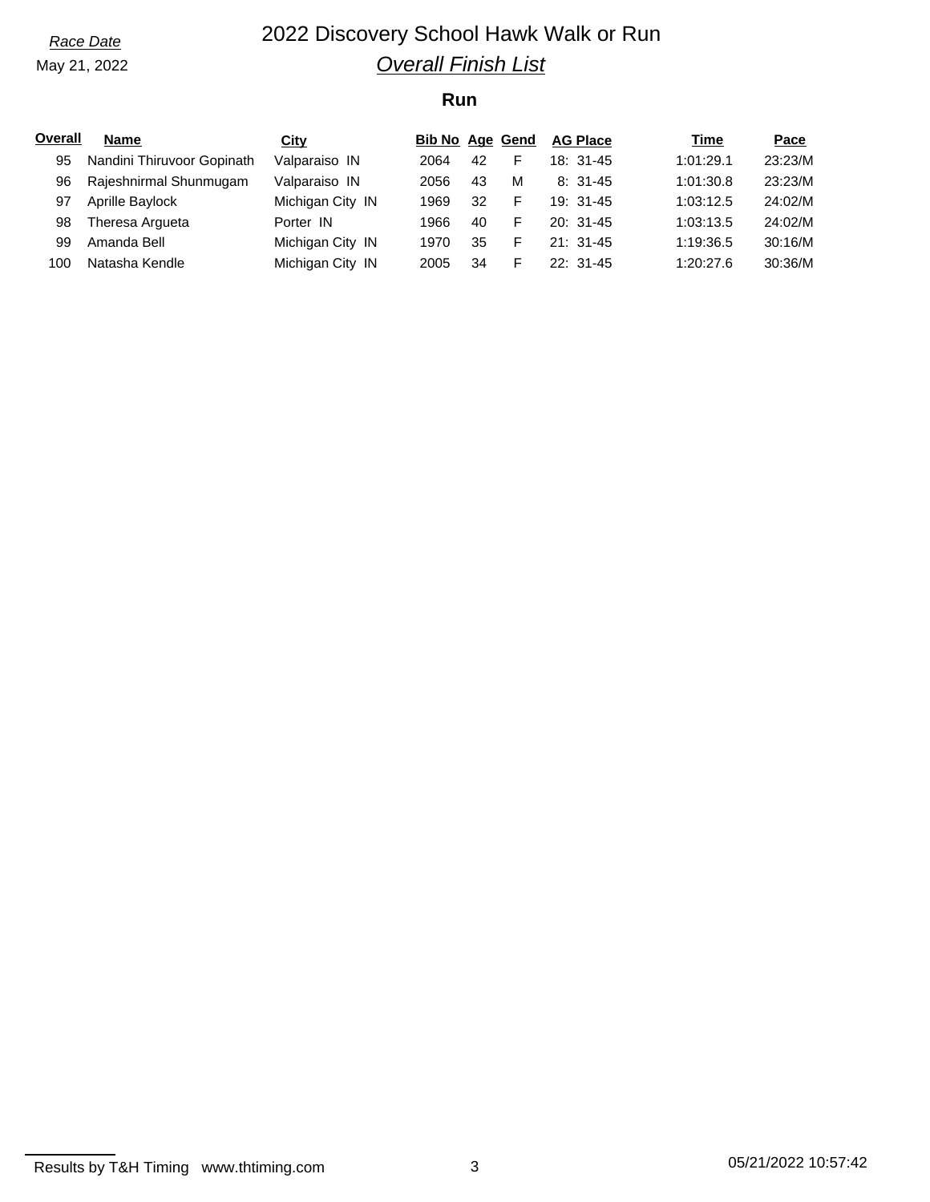Race Date

May 21, 2022

# 2022 Discovery School Hawk Walk or Run

## Overall Finish List

### Run

| Overall | Name | City | Bib No | Age | Gend | AG Place | Time | Pace |
|---|---|---|---|---|---|---|---|---|
| 95 | Nandini Thiruvoor Gopinath | Valparaiso IN | 2064 | 42 | F | 18: 31-45 | 1:01:29.1 | 23:23/M |
| 96 | Rajeshnirmal Shunmugam | Valparaiso IN | 2056 | 43 | M | 8: 31-45 | 1:01:30.8 | 23:23/M |
| 97 | Aprille Baylock | Michigan City IN | 1969 | 32 | F | 19: 31-45 | 1:03:12.5 | 24:02/M |
| 98 | Theresa Argueta | Porter IN | 1966 | 40 | F | 20: 31-45 | 1:03:13.5 | 24:02/M |
| 99 | Amanda Bell | Michigan City IN | 1970 | 35 | F | 21: 31-45 | 1:19:36.5 | 30:16/M |
| 100 | Natasha Kendle | Michigan City IN | 2005 | 34 | F | 22: 31-45 | 1:20:27.6 | 30:36/M |

Results by T&H Timing www.thtiming.com

05/21/2022 10:57:42